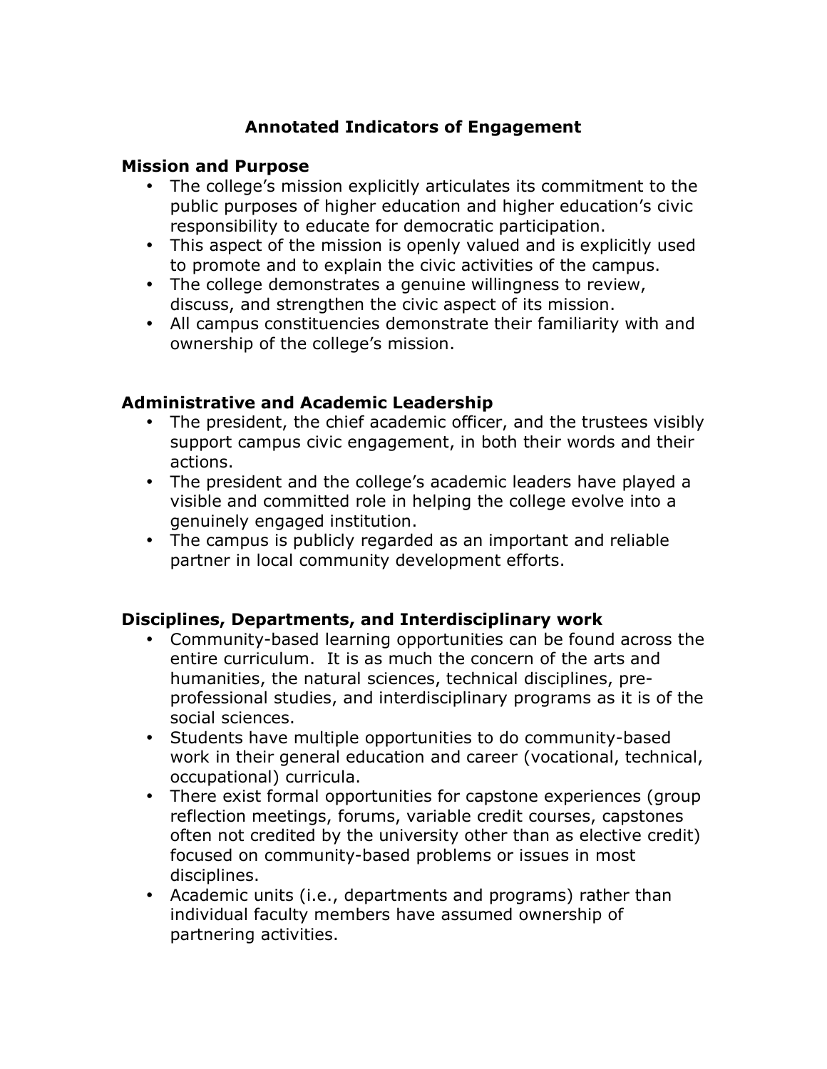# Annotated Indicators of Engagement

## Mission and Purpose

- The college's mission explicitly articulates its commitment to the public purposes of higher education and higher education's civic responsibility to educate for democratic participation.
- This aspect of the mission is openly valued and is explicitly used to promote and to explain the civic activities of the campus.
- The college demonstrates a genuine willingness to review, discuss, and strengthen the civic aspect of its mission.
- All campus constituencies demonstrate their familiarity with and ownership of the college's mission.

## Administrative and Academic Leadership

- The president, the chief academic officer, and the trustees visibly support campus civic engagement, in both their words and their actions.
- The president and the college's academic leaders have played a visible and committed role in helping the college evolve into a genuinely engaged institution.
- The campus is publicly regarded as an important and reliable partner in local community development efforts.

## Disciplines, Departments, and Interdisciplinary work

- Community-based learning opportunities can be found across the entire curriculum. It is as much the concern of the arts and humanities, the natural sciences, technical disciplines, pre-professional studies, and interdisciplinary programs as it is of the social sciences.
- Students have multiple opportunities to do community-based work in their general education and career (vocational, technical, occupational) curricula.
- There exist formal opportunities for capstone experiences (group reflection meetings, forums, variable credit courses, capstones often not credited by the university other than as elective credit) focused on community-based problems or issues in most disciplines.
- Academic units (i.e., departments and programs) rather than individual faculty members have assumed ownership of partnering activities.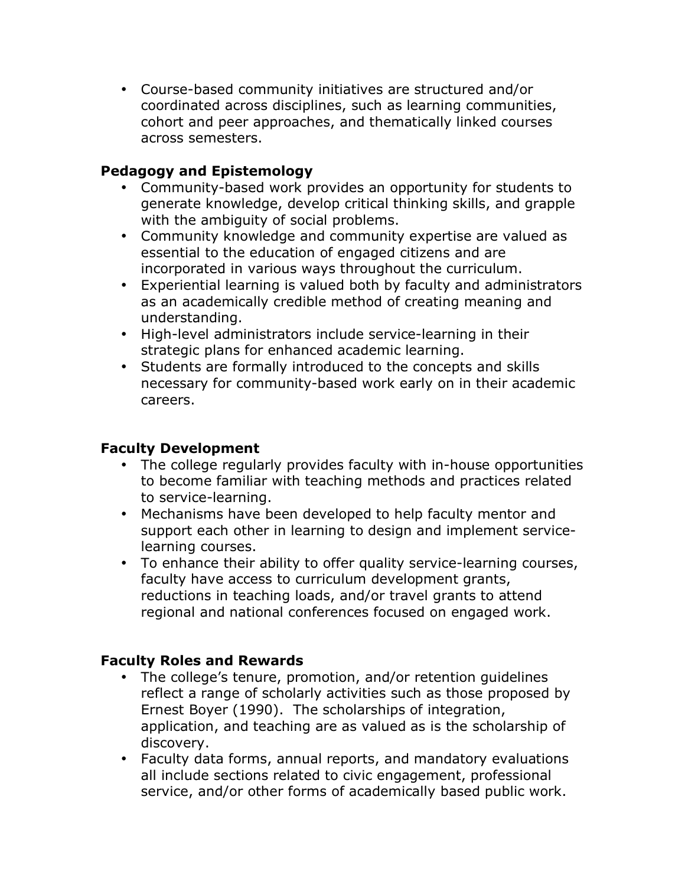- Course-based community initiatives are structured and/or coordinated across disciplines, such as learning communities, cohort and peer approaches, and thematically linked courses across semesters.

**Pedagogy and Epistemology**

- Community-based work provides an opportunity for students to generate knowledge, develop critical thinking skills, and grapple with the ambiguity of social problems.
- Community knowledge and community expertise are valued as essential to the education of engaged citizens and are incorporated in various ways throughout the curriculum.
- Experiential learning is valued both by faculty and administrators as an academically credible method of creating meaning and understanding.
- High-level administrators include service-learning in their strategic plans for enhanced academic learning.
- Students are formally introduced to the concepts and skills necessary for community-based work early on in their academic careers.

**Faculty Development**

- The college regularly provides faculty with in-house opportunities to become familiar with teaching methods and practices related to service-learning.
- Mechanisms have been developed to help faculty mentor and support each other in learning to design and implement service-learning courses.
- To enhance their ability to offer quality service-learning courses, faculty have access to curriculum development grants, reductions in teaching loads, and/or travel grants to attend regional and national conferences focused on engaged work.

**Faculty Roles and Rewards**

- The college's tenure, promotion, and/or retention guidelines reflect a range of scholarly activities such as those proposed by Ernest Boyer (1990). The scholarships of integration, application, and teaching are as valued as is the scholarship of discovery.
- Faculty data forms, annual reports, and mandatory evaluations all include sections related to civic engagement, professional service, and/or other forms of academically based public work.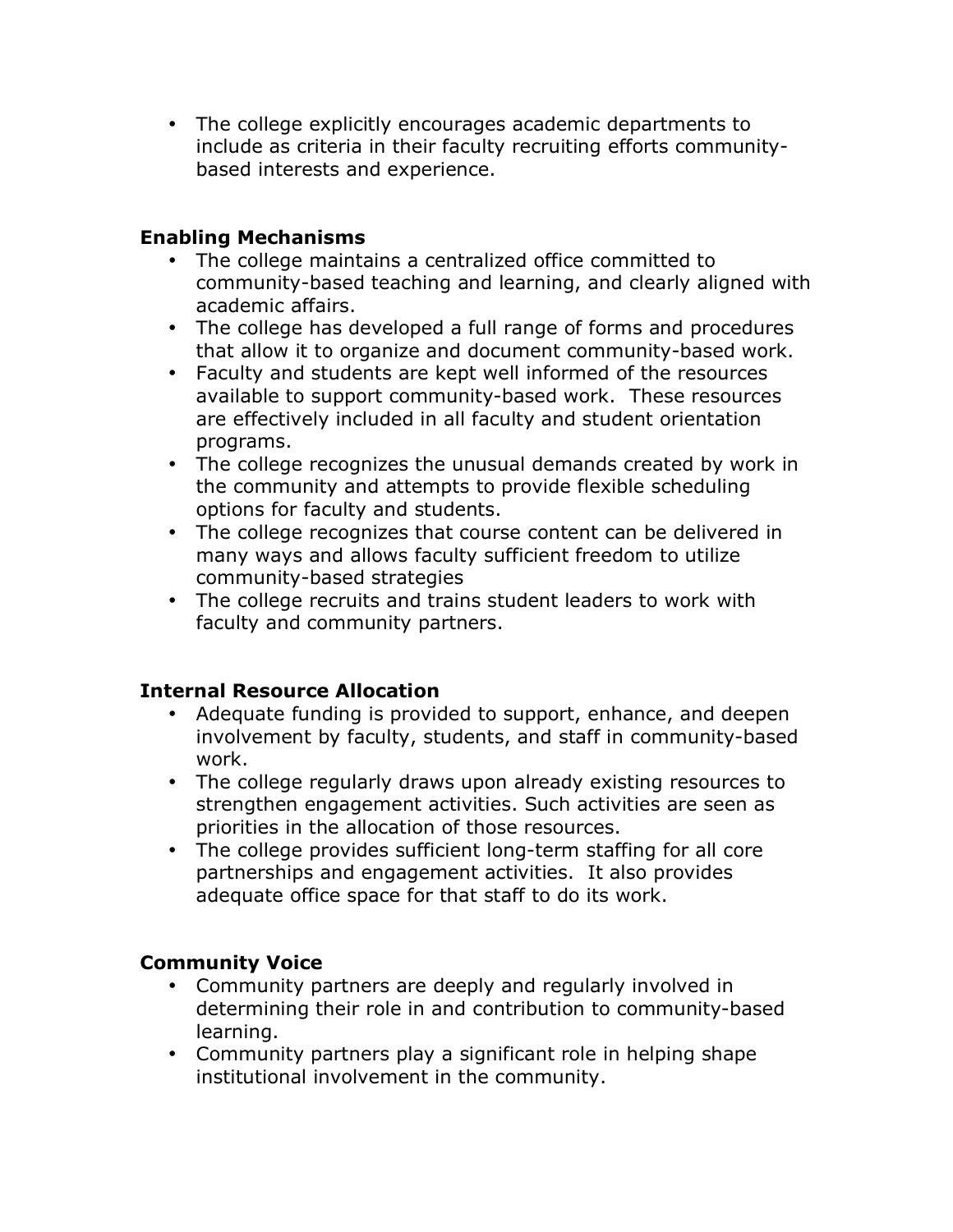- The college explicitly encourages academic departments to include as criteria in their faculty recruiting efforts community-based interests and experience.

**Enabling Mechanisms**

- The college maintains a centralized office committed to community-based teaching and learning, and clearly aligned with academic affairs.
- The college has developed a full range of forms and procedures that allow it to organize and document community-based work.
- Faculty and students are kept well informed of the resources available to support community-based work. These resources are effectively included in all faculty and student orientation programs.
- The college recognizes the unusual demands created by work in the community and attempts to provide flexible scheduling options for faculty and students.
- The college recognizes that course content can be delivered in many ways and allows faculty sufficient freedom to utilize community-based strategies
- The college recruits and trains student leaders to work with faculty and community partners.

**Internal Resource Allocation**

- Adequate funding is provided to support, enhance, and deepen involvement by faculty, students, and staff in community-based work.
- The college regularly draws upon already existing resources to strengthen engagement activities. Such activities are seen as priorities in the allocation of those resources.
- The college provides sufficient long-term staffing for all core partnerships and engagement activities. It also provides adequate office space for that staff to do its work.

**Community Voice**

- Community partners are deeply and regularly involved in determining their role in and contribution to community-based learning.
- Community partners play a significant role in helping shape institutional involvement in the community.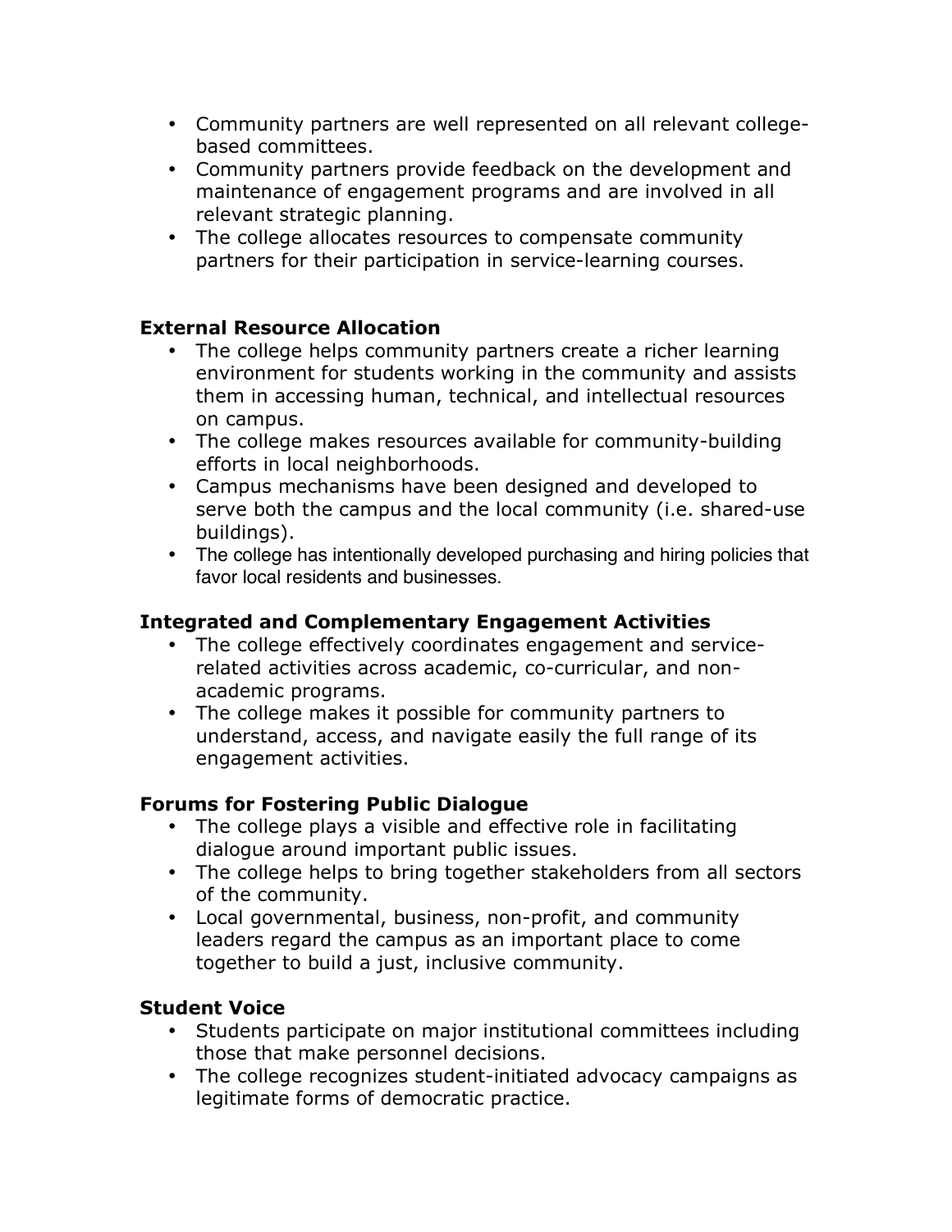- Community partners are well represented on all relevant college-based committees.
- Community partners provide feedback on the development and maintenance of engagement programs and are involved in all relevant strategic planning.
- The college allocates resources to compensate community partners for their participation in service-learning courses.

**External Resource Allocation**

- The college helps community partners create a richer learning environment for students working in the community and assists them in accessing human, technical, and intellectual resources on campus.
- The college makes resources available for community-building efforts in local neighborhoods.
- Campus mechanisms have been designed and developed to serve both the campus and the local community (i.e. shared-use buildings).
- The college has intentionally developed purchasing and hiring policies that favor local residents and businesses.

**Integrated and Complementary Engagement Activities**

- The college effectively coordinates engagement and service-related activities across academic, co-curricular, and non-academic programs.
- The college makes it possible for community partners to understand, access, and navigate easily the full range of its engagement activities.

**Forums for Fostering Public Dialogue**

- The college plays a visible and effective role in facilitating dialogue around important public issues.
- The college helps to bring together stakeholders from all sectors of the community.
- Local governmental, business, non-profit, and community leaders regard the campus as an important place to come together to build a just, inclusive community.

**Student Voice**

- Students participate on major institutional committees including those that make personnel decisions.
- The college recognizes student-initiated advocacy campaigns as legitimate forms of democratic practice.